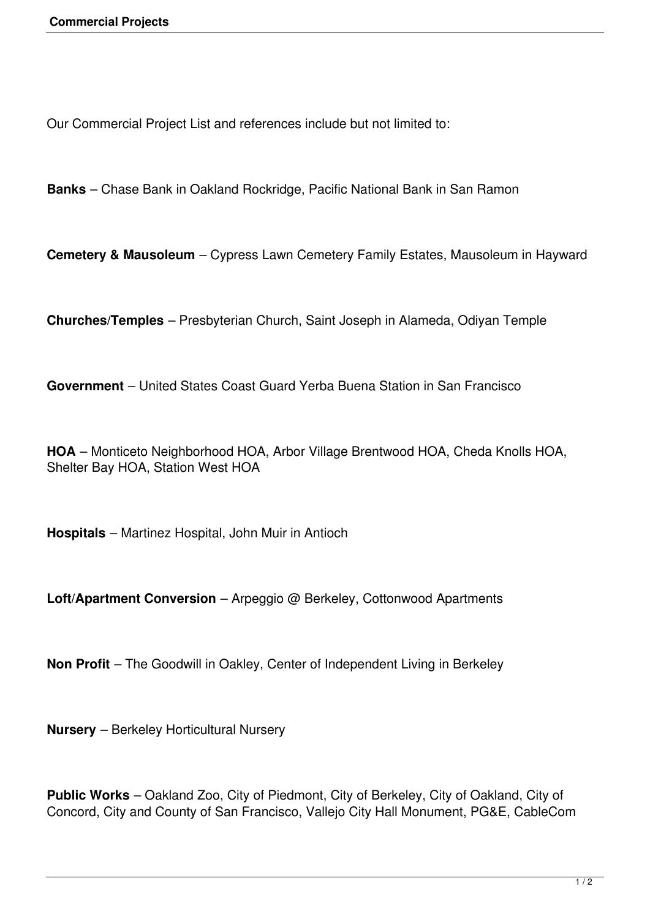Our Commercial Project List and references include but not limited to:

**Banks** – Chase Bank in Oakland Rockridge, Pacific National Bank in San Ramon

**Cemetery & Mausoleum** – Cypress Lawn Cemetery Family Estates, Mausoleum in Hayward

**Churches/Temples** – Presbyterian Church, Saint Joseph in Alameda, Odiyan Temple

**Government** – United States Coast Guard Yerba Buena Station in San Francisco

**HOA** – Monticeto Neighborhood HOA, Arbor Village Brentwood HOA, Cheda Knolls HOA, Shelter Bay HOA, Station West HOA

**Hospitals** – Martinez Hospital, John Muir in Antioch

**Loft/Apartment Conversion** – Arpeggio @ Berkeley, Cottonwood Apartments

**Non Profit** – The Goodwill in Oakley, Center of Independent Living in Berkeley

**Nursery** – Berkeley Horticultural Nursery

**Public Works** – Oakland Zoo, City of Piedmont, City of Berkeley, City of Oakland, City of Concord, City and County of San Francisco, Vallejo City Hall Monument, PG&E, CableCom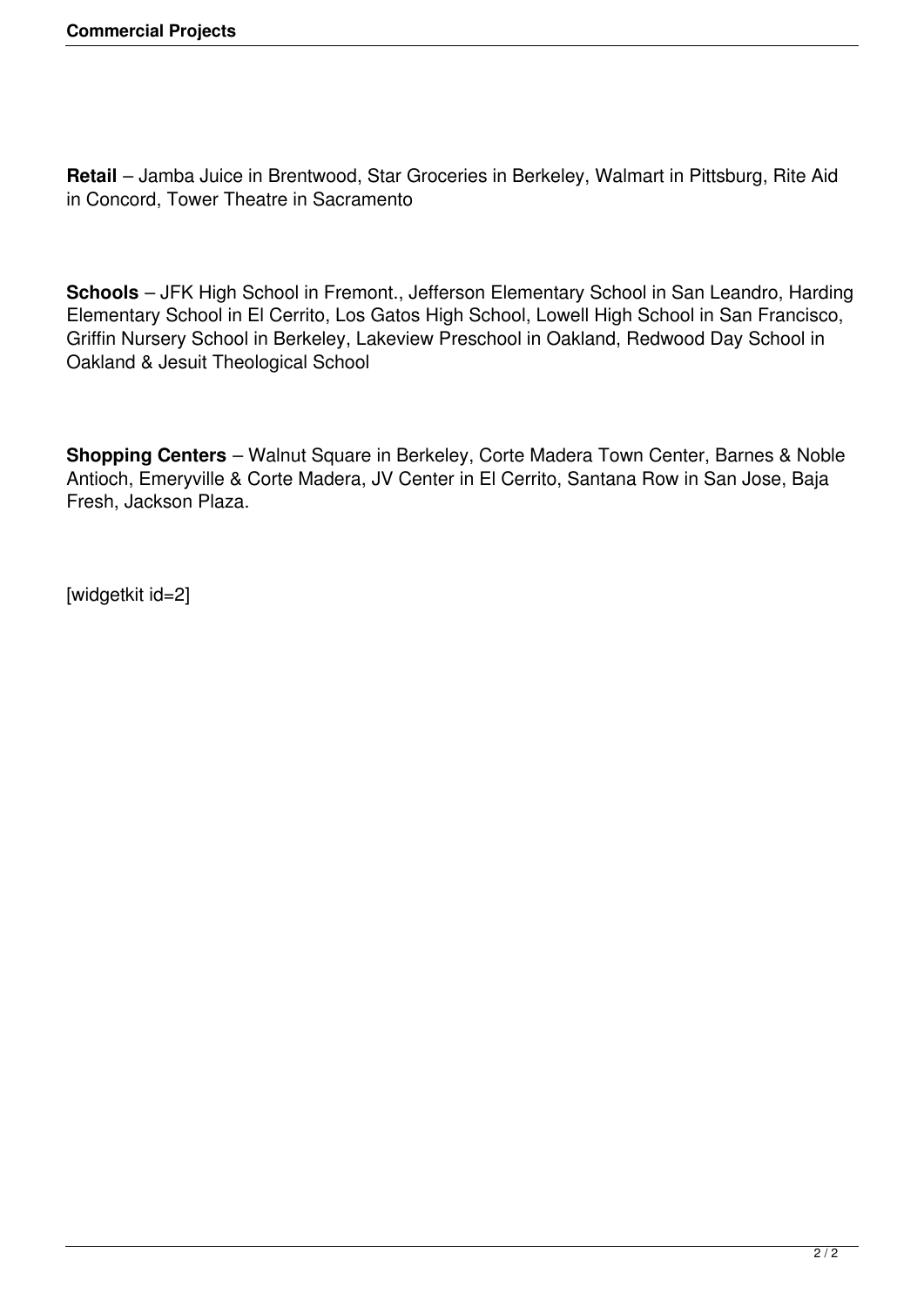**Retail** – Jamba Juice in Brentwood, Star Groceries in Berkeley, Walmart in Pittsburg, Rite Aid in Concord, Tower Theatre in Sacramento

**Schools** – JFK High School in Fremont., Jefferson Elementary School in San Leandro, Harding Elementary School in El Cerrito, Los Gatos High School, Lowell High School in San Francisco, Griffin Nursery School in Berkeley, Lakeview Preschool in Oakland, Redwood Day School in Oakland & Jesuit Theological School

**Shopping Centers** – Walnut Square in Berkeley, Corte Madera Town Center, Barnes & Noble Antioch, Emeryville & Corte Madera, JV Center in El Cerrito, Santana Row in San Jose, Baja Fresh, Jackson Plaza.

[widgetkit id=2]